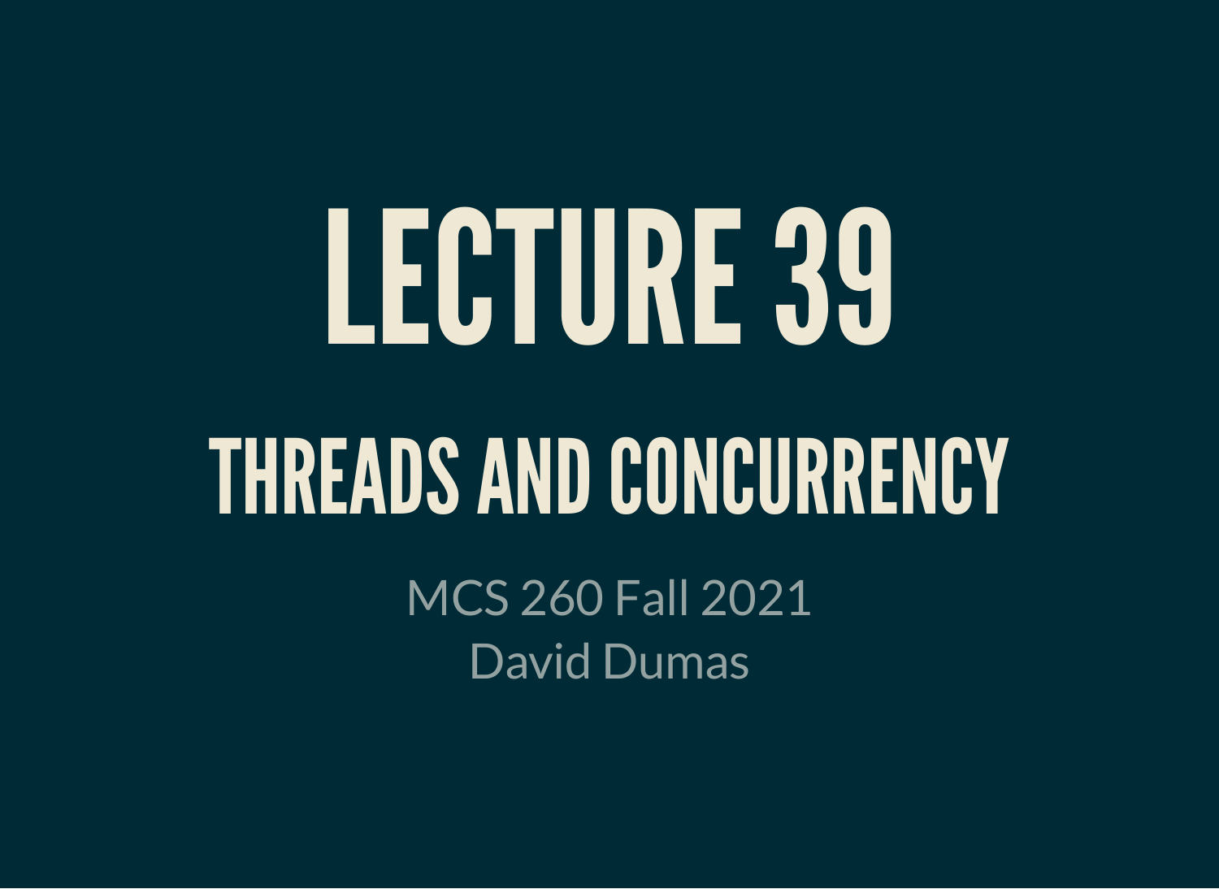# LECTURE 39

## THREADS AND CONCURRENCY

MCS 260 Fall 2021
David Dumas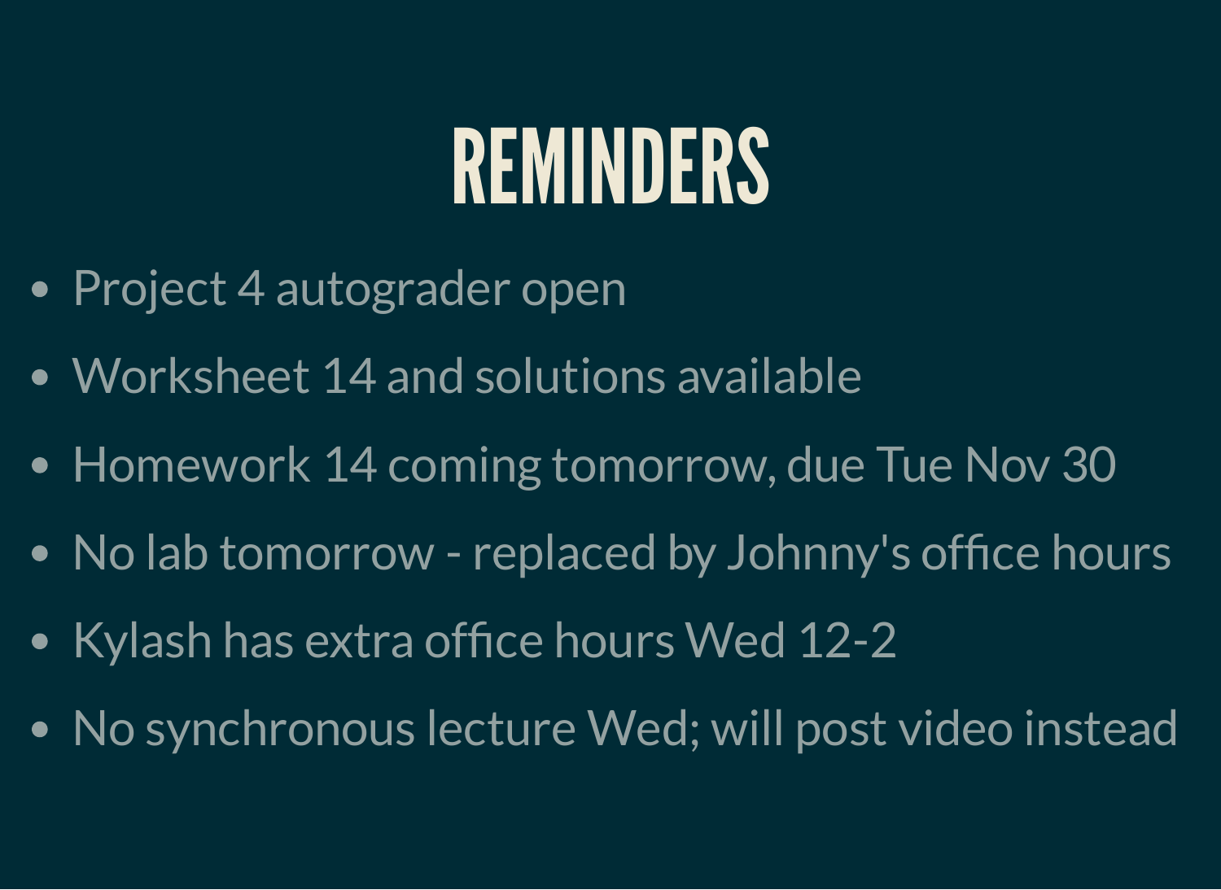# REMINDERS

- Project 4 autograder open
- Worksheet 14 and solutions available
- Homework 14 coming tomorrow, due Tue Nov 30
- No lab tomorrow - replaced by Johnny's office hours
- Kylash has extra office hours Wed 12-2
- No synchronous lecture Wed; will post video instead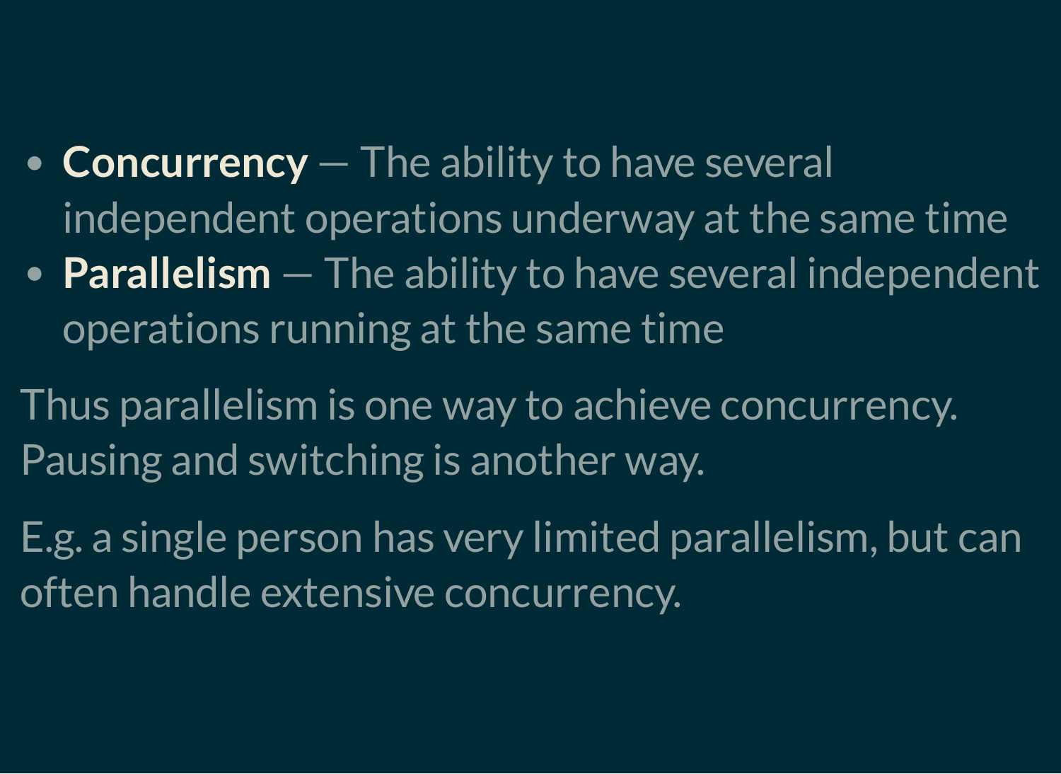- **Concurrency** — The ability to have several independent operations underway at the same time
- **Parallelism** — The ability to have several independent operations running at the same time

Thus parallelism is one way to achieve concurrency. Pausing and switching is another way.

E.g. a single person has very limited parallelism, but can often handle extensive concurrency.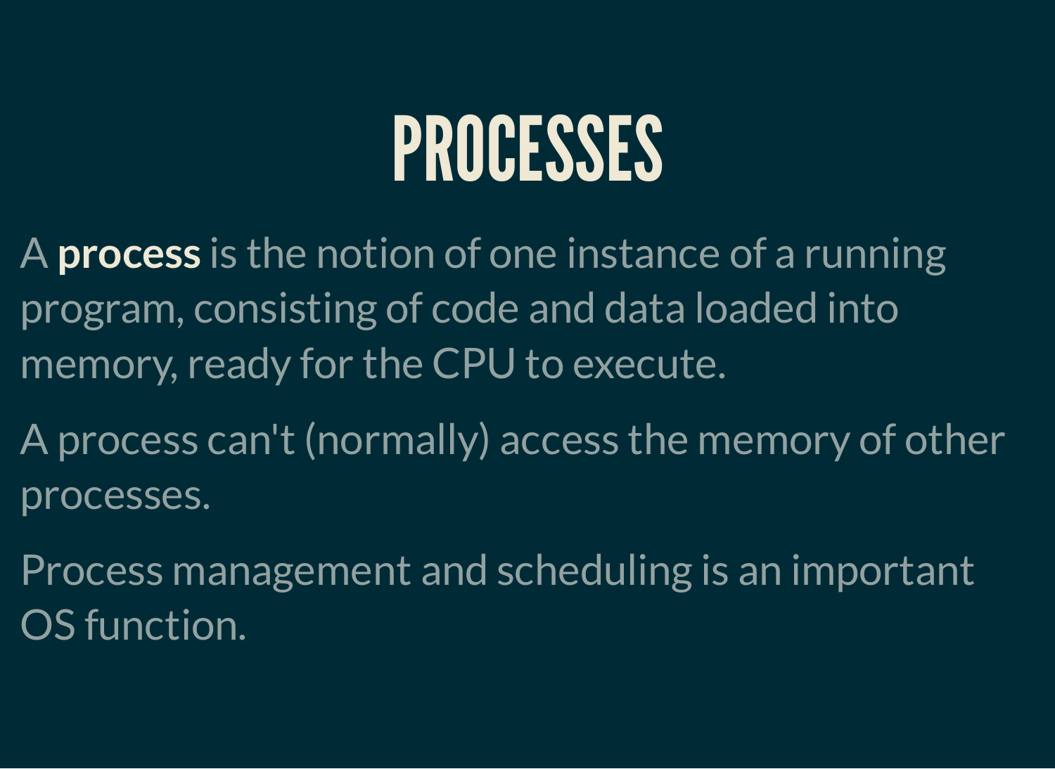# PROCESSES

A **process** is the notion of one instance of a running program, consisting of code and data loaded into memory, ready for the CPU to execute.

A process can't (normally) access the memory of other processes.

Process management and scheduling is an important OS function.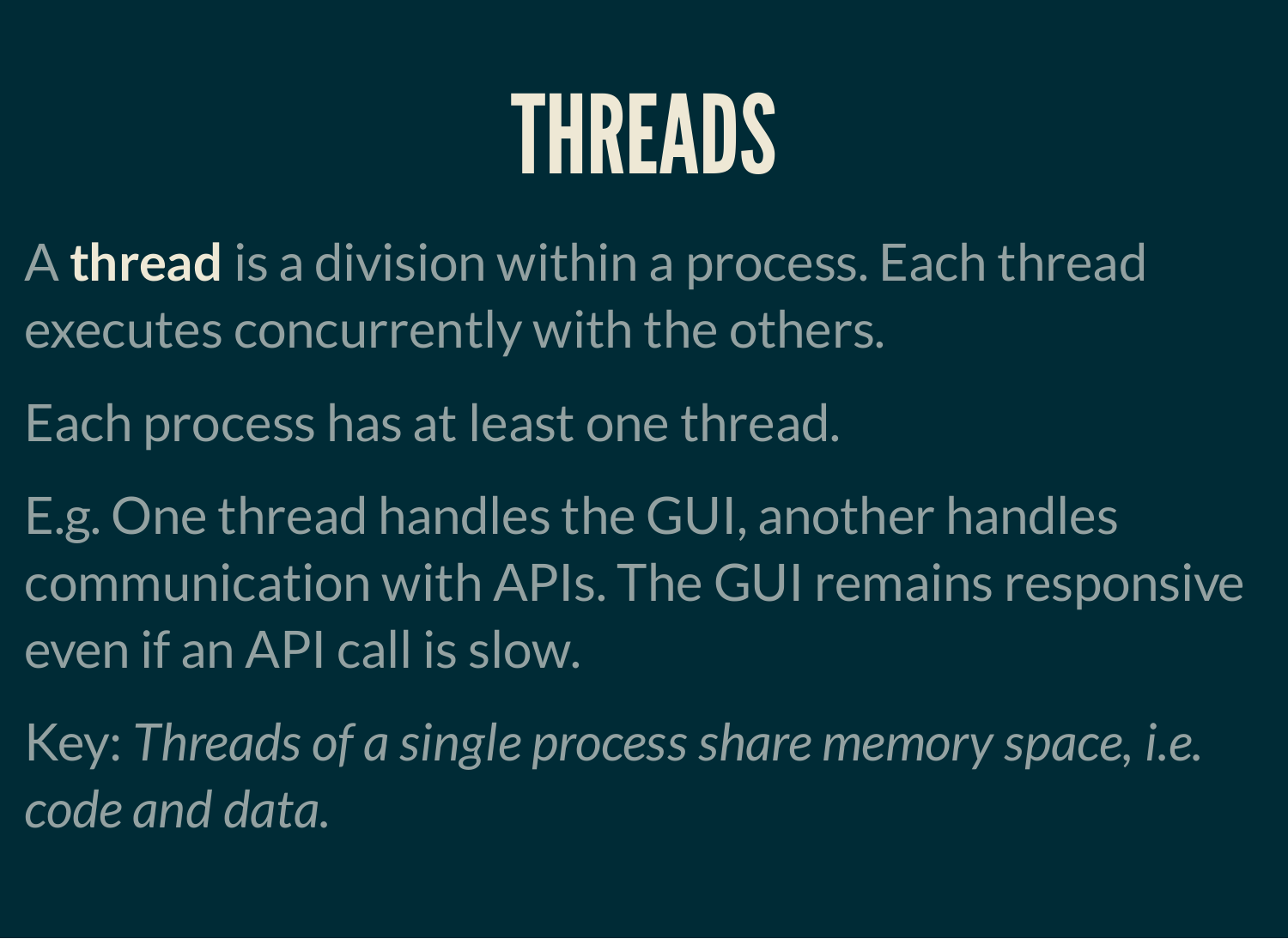# THREADS

A **thread** is a division within a process. Each thread executes concurrently with the others.

Each process has at least one thread.

E.g. One thread handles the GUI, another handles communication with APIs. The GUI remains responsive even if an API call is slow.

Key: *Threads of a single process share memory space, i.e. code and data.*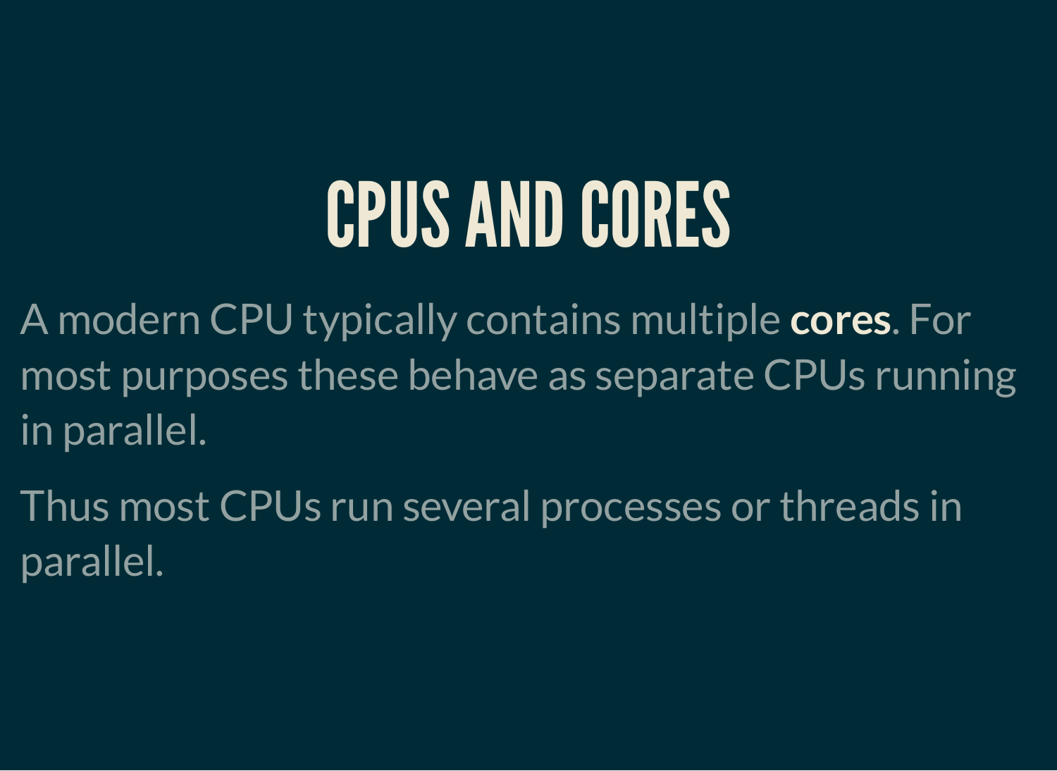# CPUS AND CORES

A modern CPU typically contains multiple **cores**. For most purposes these behave as separate CPUs running in parallel.

Thus most CPUs run several processes or threads in parallel.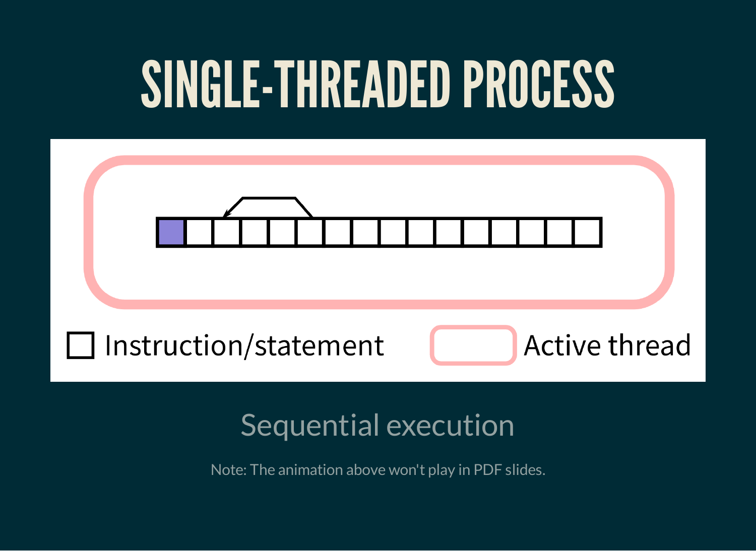# SINGLE-THREADED PROCESS

Instruction/statement

Active thread

Sequential execution

Note: The animation above won't play in PDF slides.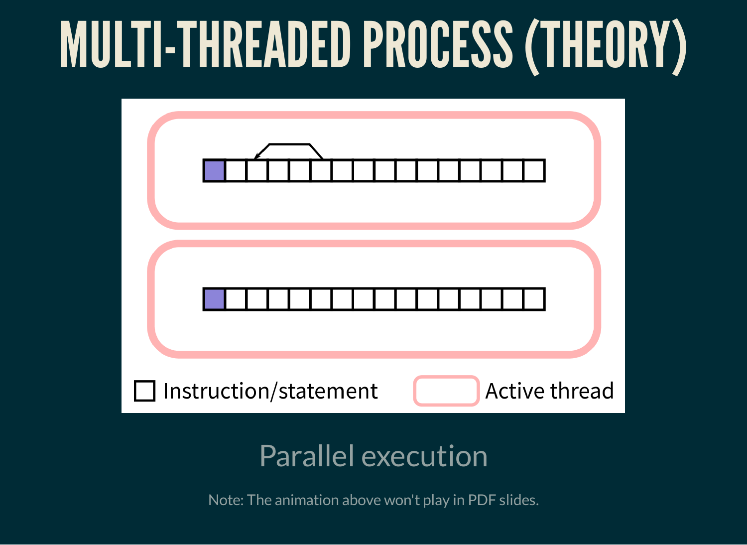# MULTI-THREADED PROCESS (THEORY)

Instruction/statement

Active thread

Parallel execution

Note: The animation above won't play in PDF slides.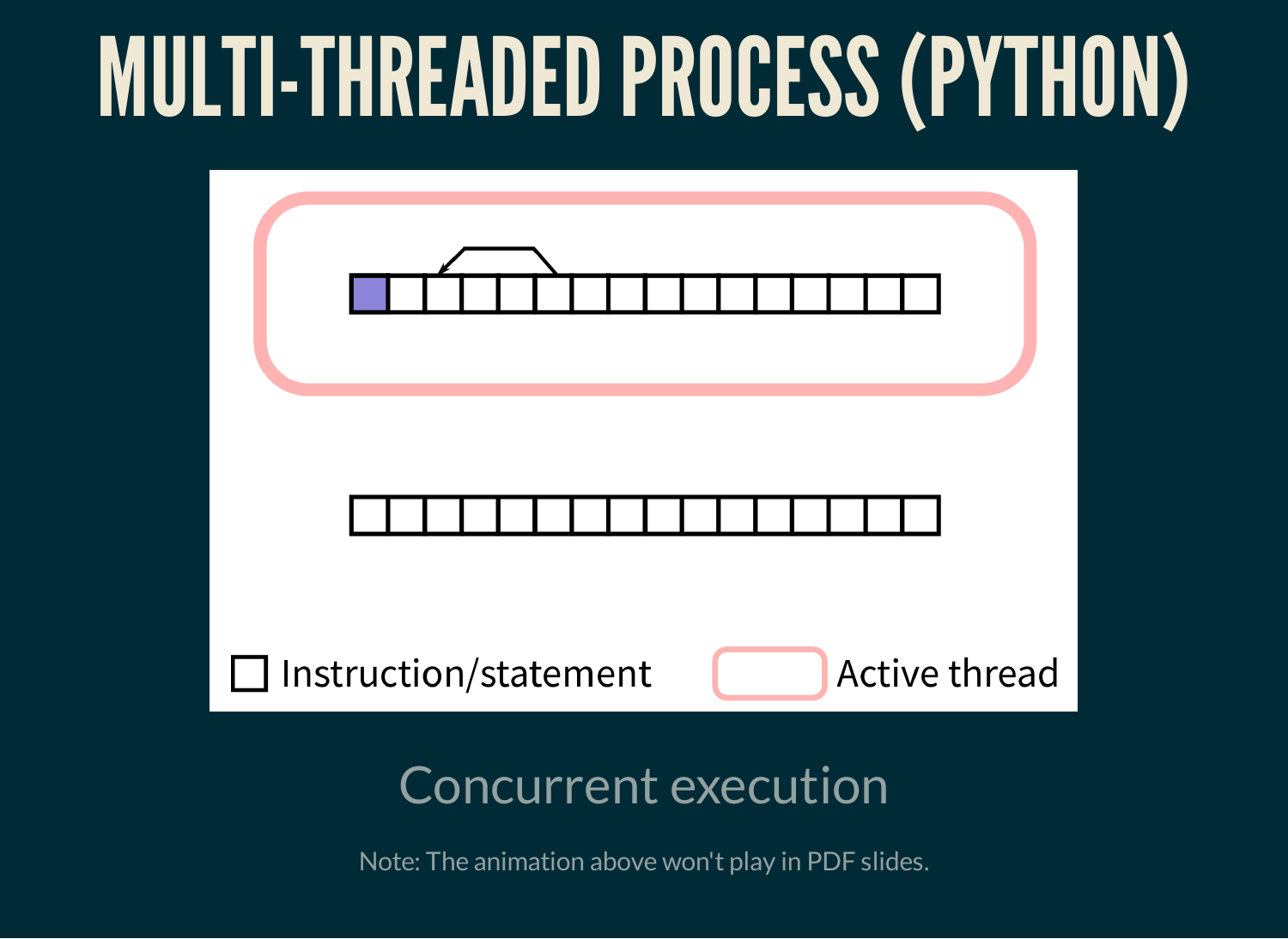# MULTI-THREADED PROCESS (PYTHON)

Instruction/statement

Active thread

Concurrent execution

Note: The animation above won't play in PDF slides.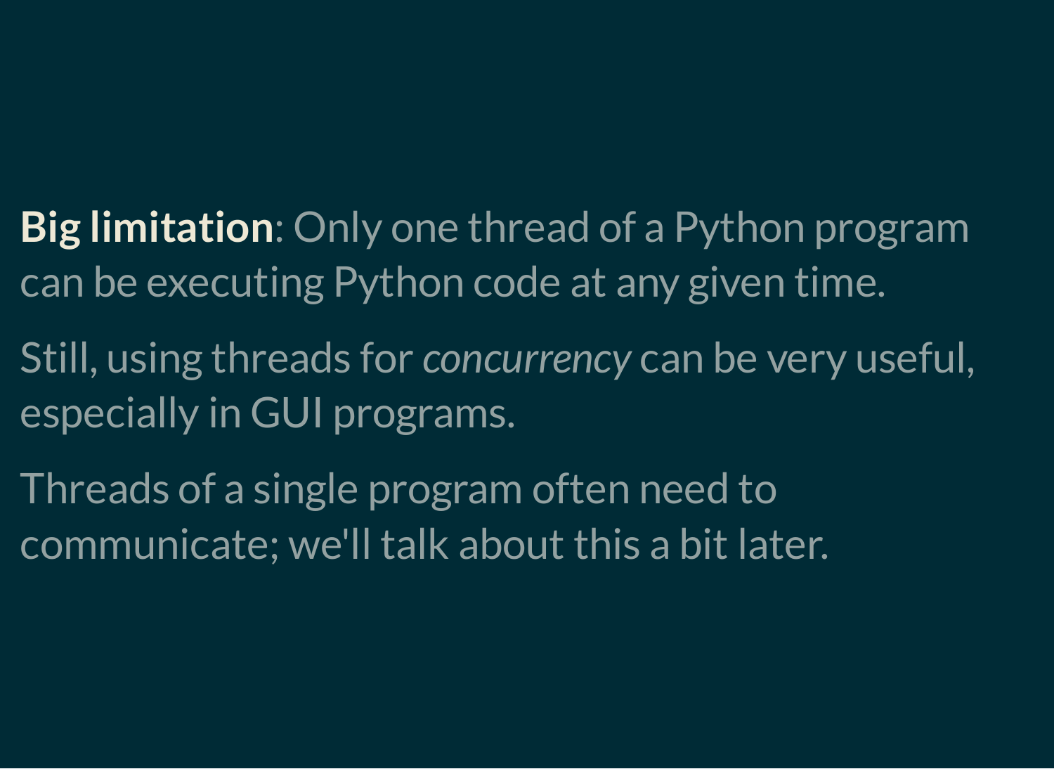**Big limitation**: Only one thread of a Python program can be executing Python code at any given time.

Still, using threads for *concurrency* can be very useful, especially in GUI programs.

Threads of a single program often need to communicate; we'll talk about this a bit later.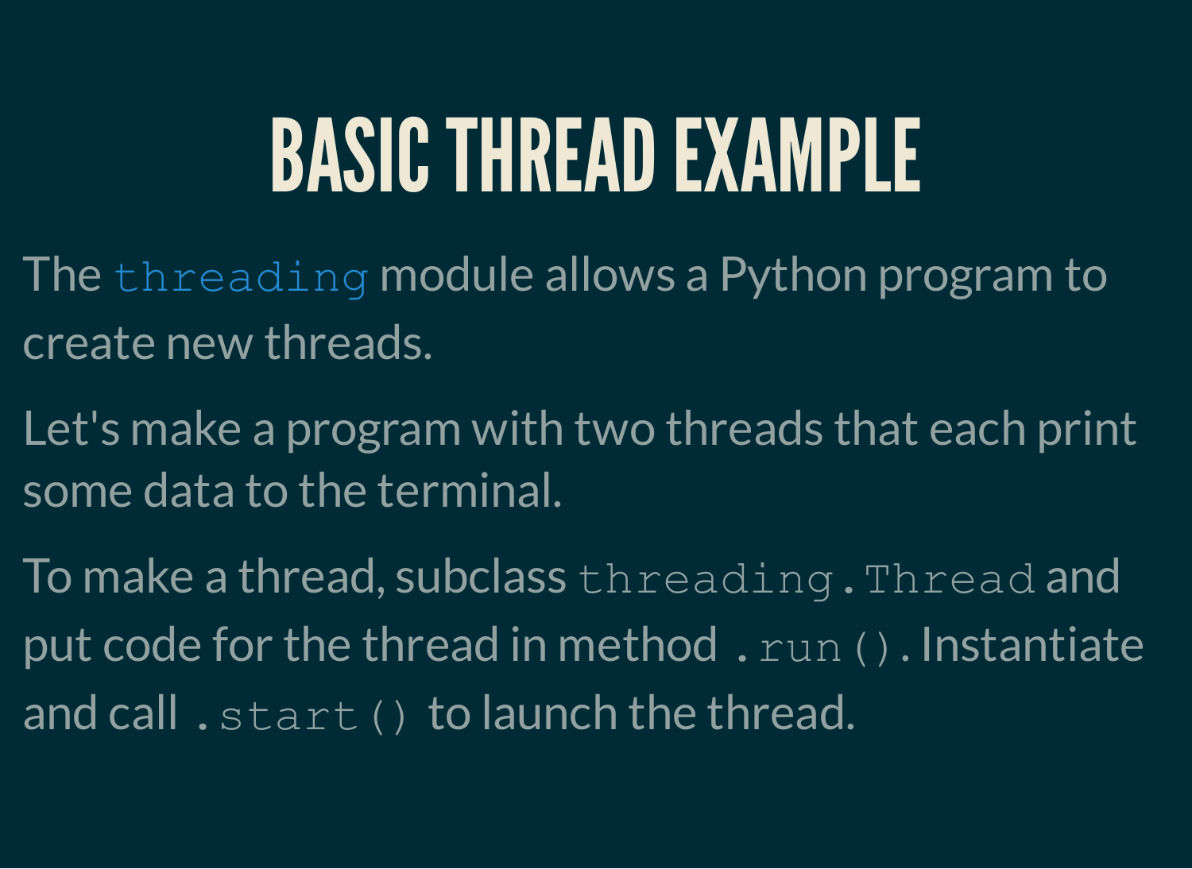# BASIC THREAD EXAMPLE

The `threading` module allows a Python program to create new threads.

Let's make a program with two threads that each print some data to the terminal.

To make a thread, subclass `threading.Thread` and put code for the thread in method `.run()`. Instantiate and call `.start()` to launch the thread.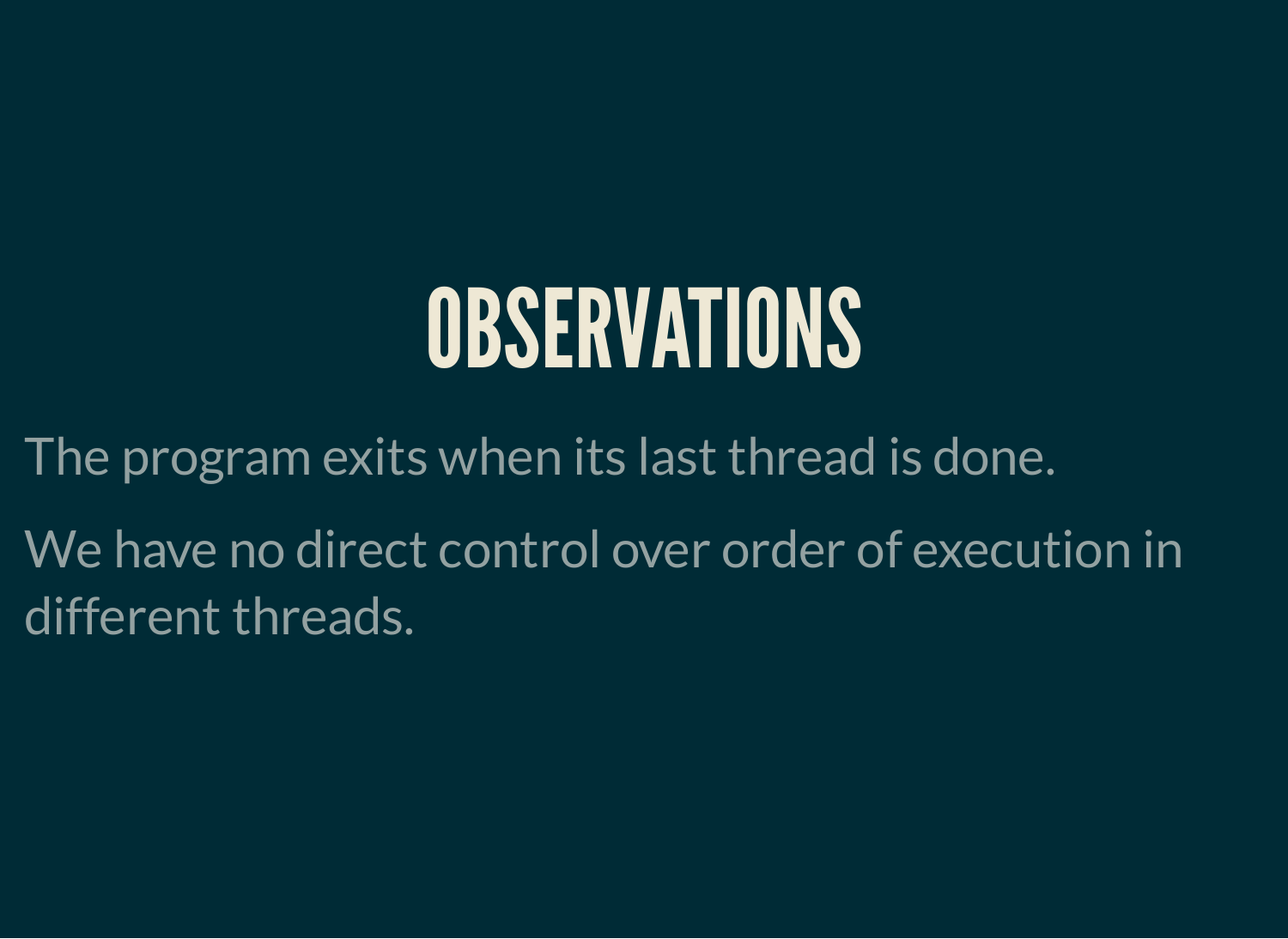# OBSERVATIONS

The program exits when its last thread is done.

We have no direct control over order of execution in different threads.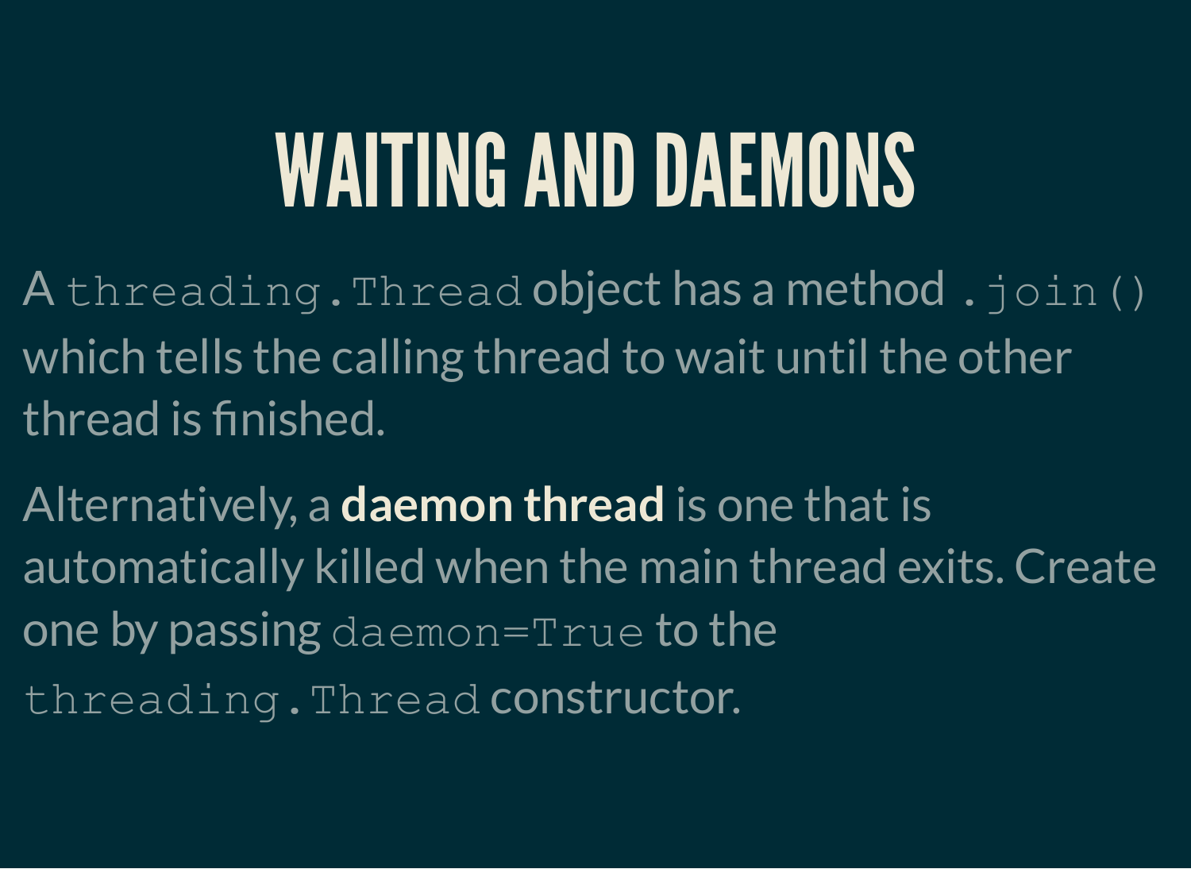# WAITING AND DAEMONS

A `threading.Thread` object has a method `.join()` which tells the calling thread to wait until the other thread is finished.

Alternatively, a **daemon thread** is one that is automatically killed when the main thread exits. Create one by passing `daemon=True` to the `threading.Thread` constructor.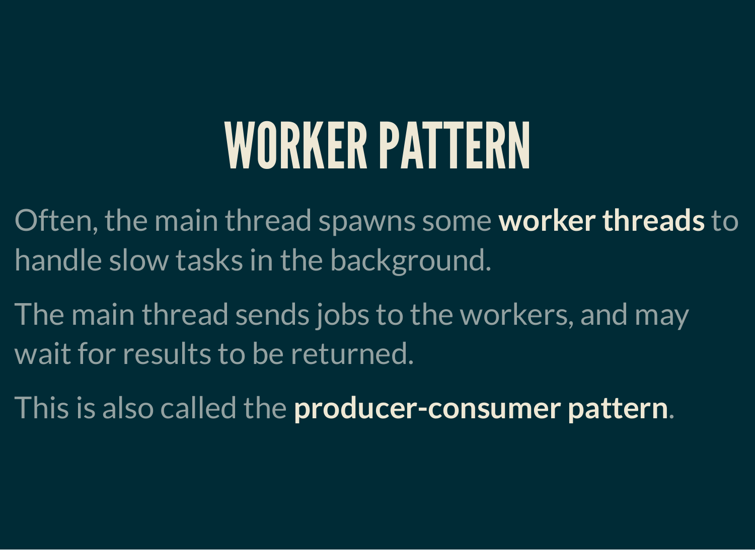# WORKER PATTERN

Often, the main thread spawns some **worker threads** to handle slow tasks in the background.

The main thread sends jobs to the workers, and may wait for results to be returned.

This is also called the **producer-consumer pattern**.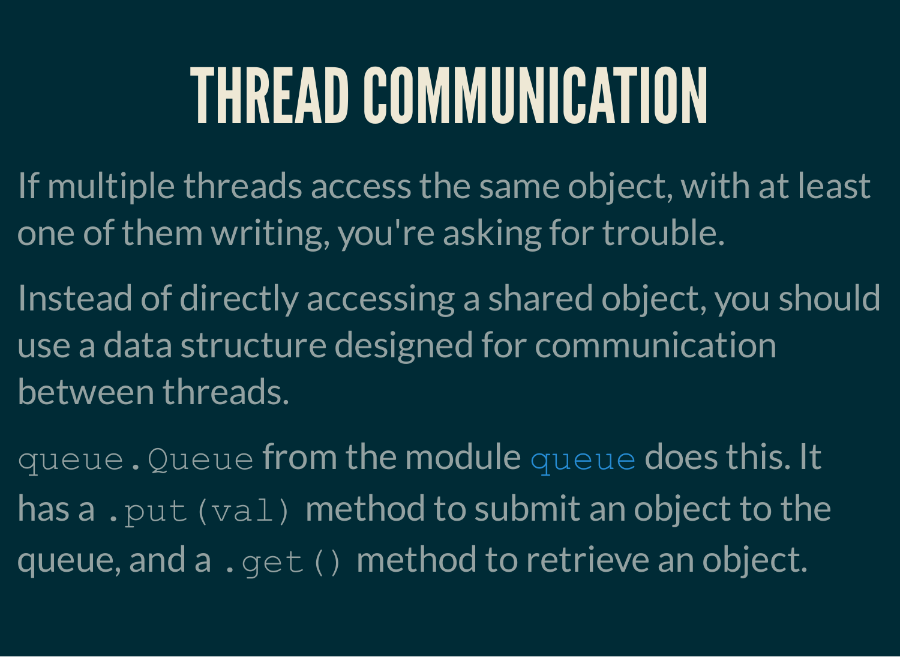# THREAD COMMUNICATION

If multiple threads access the same object, with at least one of them writing, you're asking for trouble.

Instead of directly accessing a shared object, you should use a data structure designed for communication between threads.

`queue.Queue` from the module [`queue`] does this. It has a `.put(val)` method to submit an object to the queue, and a `.get()` method to retrieve an object.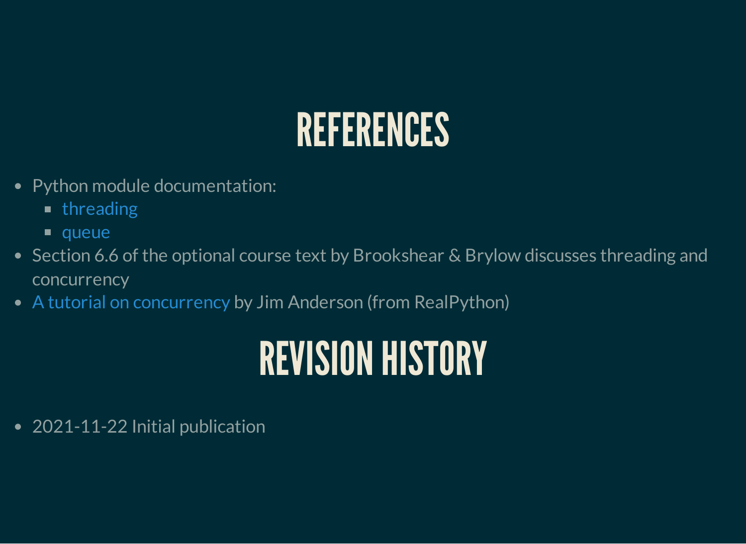# REFERENCES

- Python module documentation:
  - threading
  - queue
- Section 6.6 of the optional course text by Brookshear & Brylow discusses threading and concurrency
- A tutorial on concurrency by Jim Anderson (from RealPython)

# REVISION HISTORY

- 2021-11-22 Initial publication